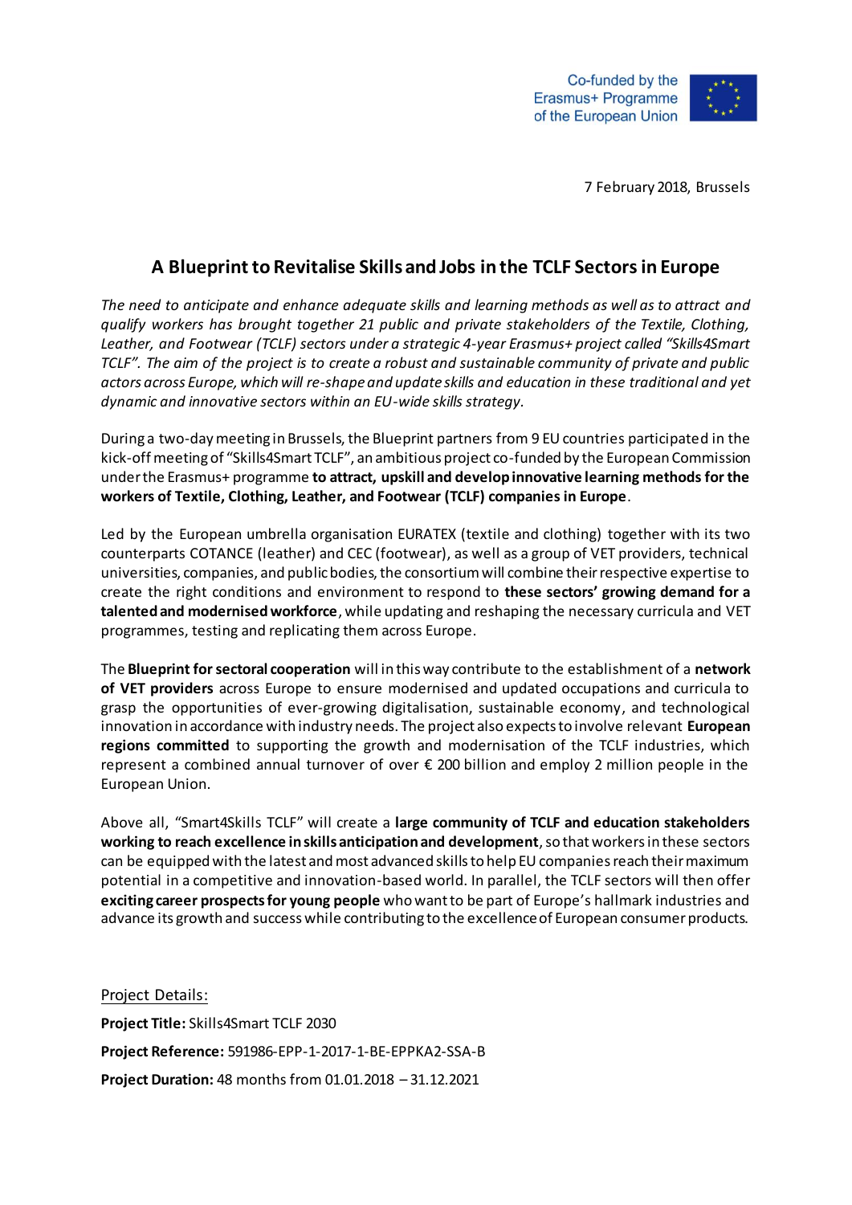Co-funded by the Erasmus+ Programme of the European Union

7 February 2018, Brussels

# A Blueprint to Revitalise Skills and Jobs in the TCLF Sectors in Europe

*The need to anticipate and enhance adequate skills and learning methods as well as to attract and qualify workers has brought together 21 public and private stakeholders of the Textile, Clothing, Leather, and Footwear (TCLF) sectors under a strategic 4-year Erasmus+ project called "Skills4Smart TCLF". The aim of the project is to create a robust and sustainable community of private and public actors across Europe, which will re-shape and update skills and education in these traditional and yet dynamic and innovative sectors within an EU-wide skills strategy.*

During a two-day meeting in Brussels, the Blueprint partners from 9 EU countries participated in the kick-off meeting of "Skills4Smart TCLF", an ambitious project co-funded by the European Commission under the Erasmus+ programme **to attract, upskill and develop innovative learning methods for the workers of Textile, Clothing, Leather, and Footwear (TCLF) companies in Europe**.

Led by the European umbrella organisation EURATEX (textile and clothing) together with its two counterparts COTANCE (leather) and CEC (footwear), as well as a group of VET providers, technical universities, companies, and public bodies, the consortium will combine their respective expertise to create the right conditions and environment to respond to **these sectors' growing demand for a talented and modernised workforce**, while updating and reshaping the necessary curricula and VET programmes, testing and replicating them across Europe.

The **Blueprint for sectoral cooperation** will in this way contribute to the establishment of a **network of VET providers** across Europe to ensure modernised and updated occupations and curricula to grasp the opportunities of ever-growing digitalisation, sustainable economy, and technological innovation in accordance with industry needs. The project also expects to involve relevant **European regions committed** to supporting the growth and modernisation of the TCLF industries, which represent a combined annual turnover of over € 200 billion and employ 2 million people in the European Union.

Above all, "Smart4Skills TCLF" will create a **large community of TCLF and education stakeholders working to reach excellence in skills anticipation and development**, so that workers in these sectors can be equipped with the latest and most advanced skills to help EU companies reach their maximum potential in a competitive and innovation-based world. In parallel, the TCLF sectors will then offer **exciting career prospects for young people** who want to be part of Europe's hallmark industries and advance its growth and success while contributing to the excellence of European consumer products.

<u>Project Details:</u>

**Project Title:** Skills4Smart TCLF 2030

**Project Reference:** 591986-EPP-1-2017-1-BE-EPPKA2-SSA-B

**Project Duration:** 48 months from 01.01.2018 – 31.12.2021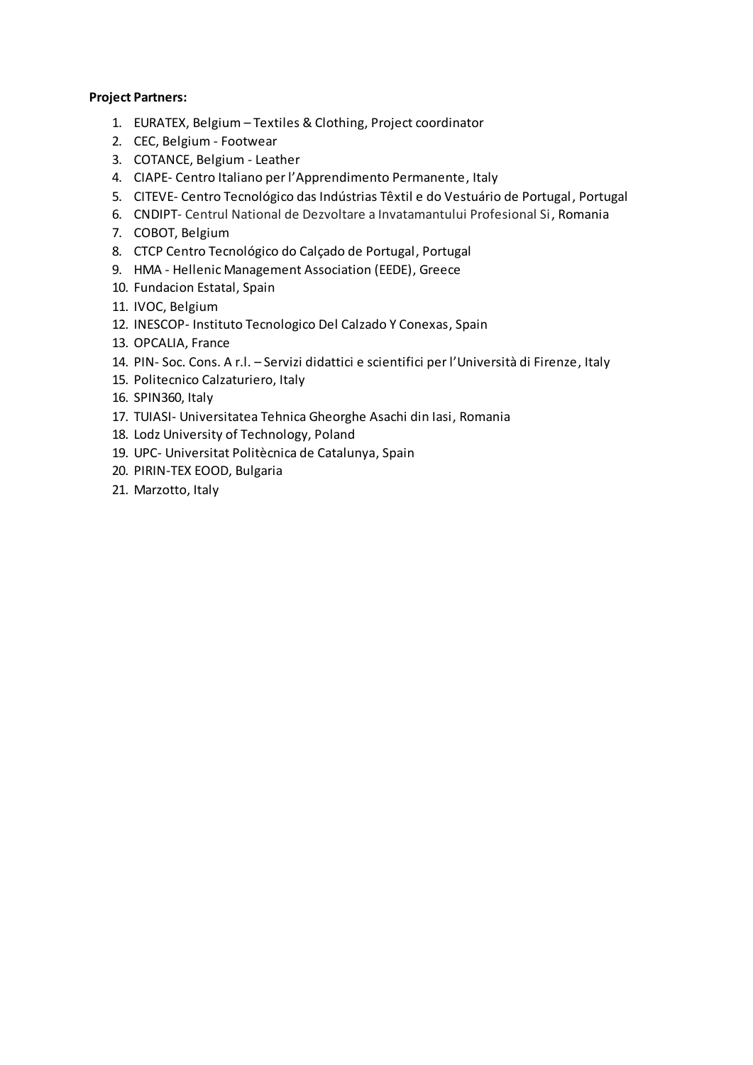**Project Partners:**

1. EURATEX, Belgium – Textiles & Clothing, Project coordinator
2. CEC, Belgium - Footwear
3. COTANCE, Belgium - Leather
4. CIAPE- Centro Italiano per l'Apprendimento Permanente, Italy
5. CITEVE- Centro Tecnológico das Indústrias Têxtil e do Vestuário de Portugal, Portugal
6. CNDIPT- Centrul National de Dezvoltare a Invatamantului Profesional Si, Romania
7. COBOT, Belgium
8. CTCP Centro Tecnológico do Calçado de Portugal, Portugal
9. HMA - Hellenic Management Association (EEDE), Greece
10. Fundacion Estatal, Spain
11. IVOC, Belgium
12. INESCOP- Instituto Tecnologico Del Calzado Y Conexas, Spain
13. OPCALIA, France
14. PIN- Soc. Cons. A r.l. – Servizi didattici e scientifici per l'Università di Firenze, Italy
15. Politecnico Calzaturiero, Italy
16. SPIN360, Italy
17. TUIASI- Universitatea Tehnica Gheorghe Asachi din Iasi, Romania
18. Lodz University of Technology, Poland
19. UPC- Universitat Politècnica de Catalunya, Spain
20. PIRIN-TEX EOOD, Bulgaria
21. Marzotto, Italy